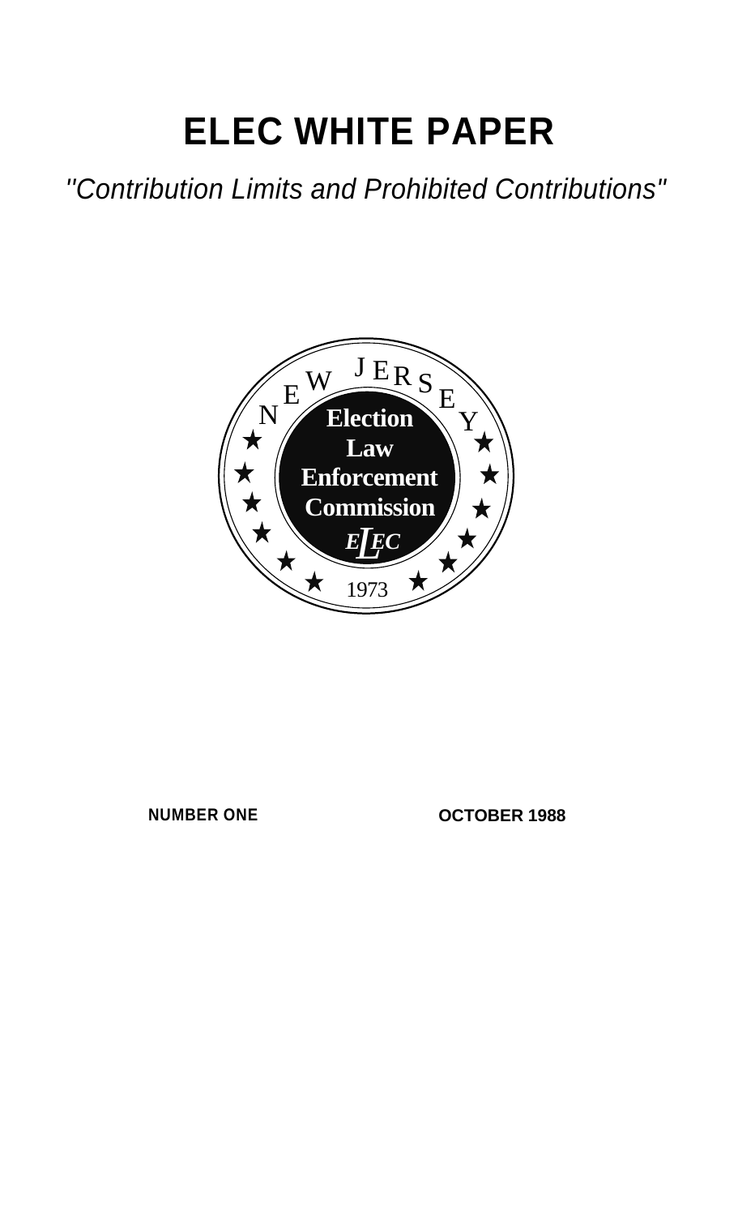# ELEC WHITE PAPER

*"Contribution Limits and Prohibited Contributions"*

NEW JERSEY

Election Law Enforcement Commission

ELEC

1973

**NUMBER ONE** **OCTOBER 1988**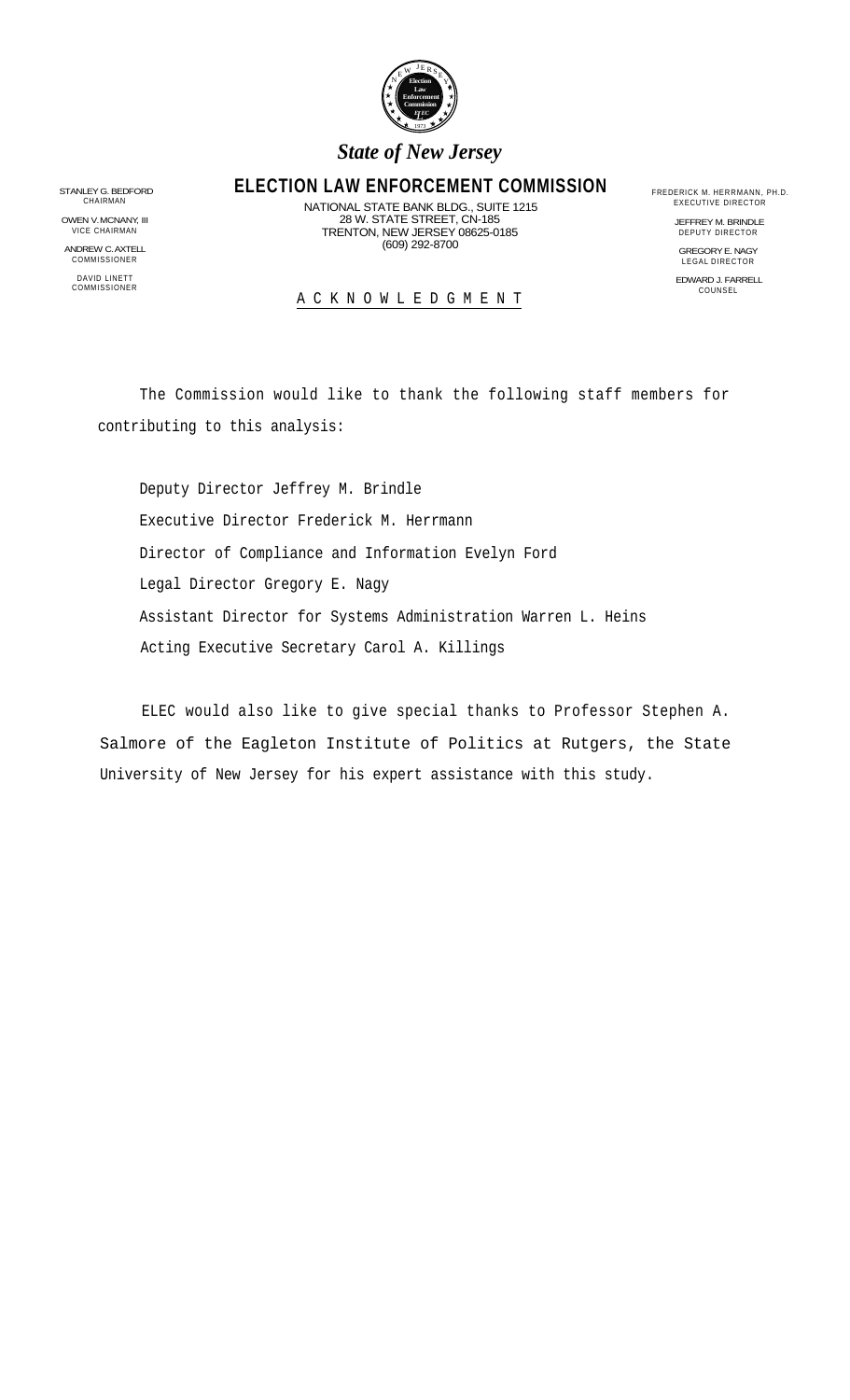*State of New Jersey*

# ELECTION LAW ENFORCEMENT COMMISSION

NATIONAL STATE BANK BLDG., SUITE 1215
28 W. STATE STREET, CN-185
TRENTON, NEW JERSEY 08625-0185
(609) 292-8700

STANLEY G. BEDFORD
CHAIRMAN

OWEN V. MCNANY, III
VICE CHAIRMAN

ANDREW C. AXTELL
COMMISSIONER

DAVID LINETT
COMMISSIONER

FREDERICK M. HERRMANN, PH.D.
EXECUTIVE DIRECTOR

JEFFREY M. BRINDLE
DEPUTY DIRECTOR

GREGORY E. NAGY
LEGAL DIRECTOR

EDWARD J. FARRELL
COUNSEL

## ACKNOWLEDGMENT

The Commission would like to thank the following staff members for contributing to this analysis:

Deputy Director Jeffrey M. Brindle

Executive Director Frederick M. Herrmann

Director of Compliance and Information Evelyn Ford

Legal Director Gregory E. Nagy

Assistant Director for Systems Administration Warren L. Heins

Acting Executive Secretary Carol A. Killings

ELEC would also like to give special thanks to Professor Stephen A. Salmore of the Eagleton Institute of Politics at Rutgers, the State University of New Jersey for his expert assistance with this study.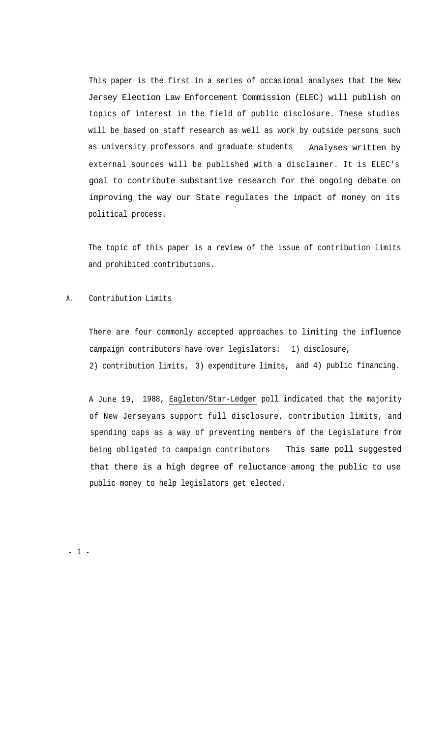This paper is the first in a series of occasional analyses that the New Jersey Election Law Enforcement Commission (ELEC) will publish on topics of interest in the field of public disclosure. These studies will be based on staff research as well as work by outside persons such as university professors and graduate students Analyses written by external sources will be published with a disclaimer. It is ELEC's goal to contribute substantive research for the ongoing debate on improving the way our State regulates the impact of money on its political process.

The topic of this paper is a review of the issue of contribution limits and prohibited contributions.

## A. Contribution Limits

There are four commonly accepted approaches to limiting the influence campaign contributors have over legislators: 1) disclosure, 2) contribution limits, 3) expenditure limits, and 4) public financing.

A June 19, 1988, Eagleton/Star-Ledger poll indicated that the majority of New Jerseyans support full disclosure, contribution limits, and spending caps as a way of preventing members of the Legislature from being obligated to campaign contributors This same poll suggested that there is a high degree of reluctance among the public to use public money to help legislators get elected.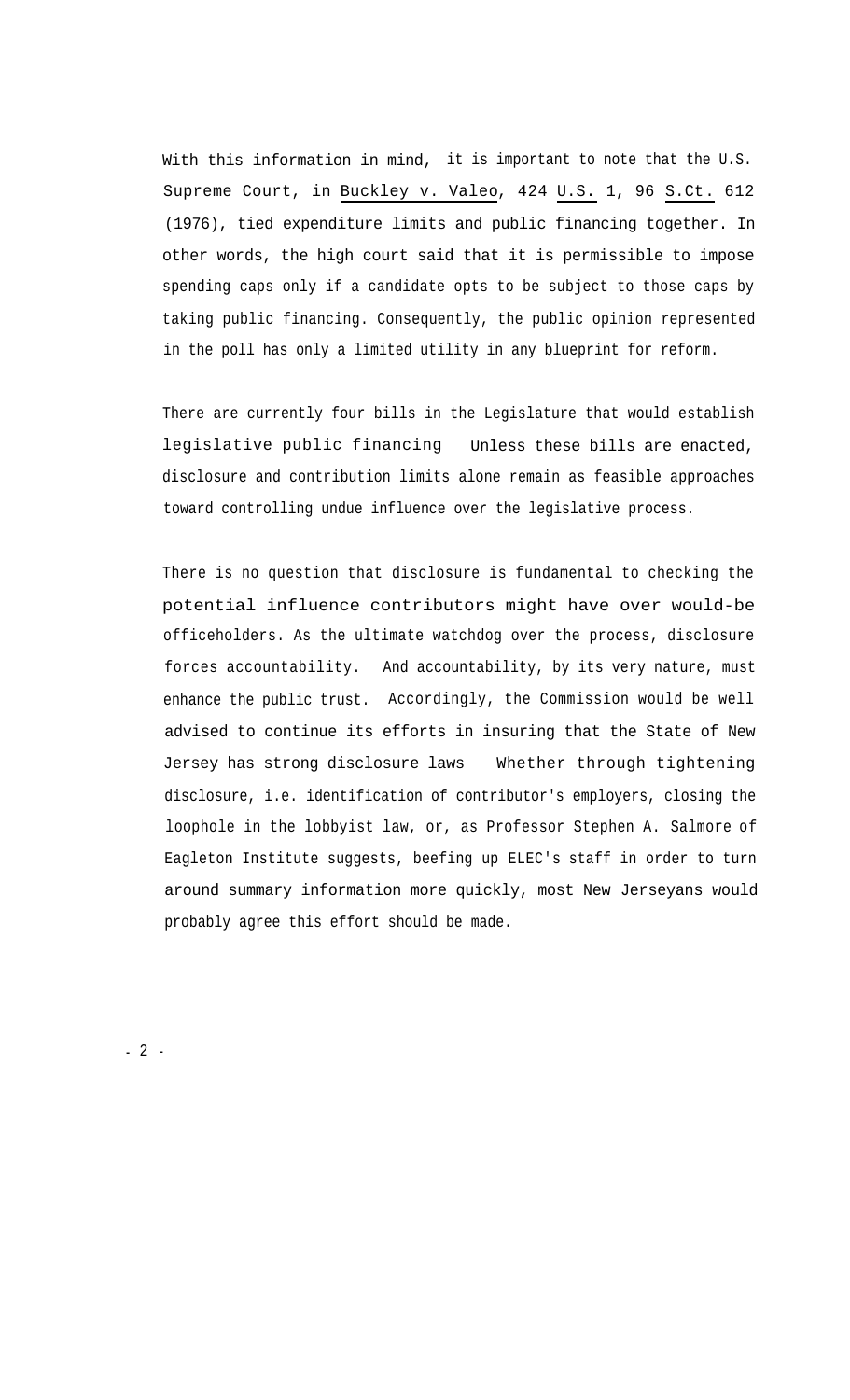With this information in mind, it is important to note that the U.S. Supreme Court, in Buckley v. Valeo, 424 U.S. 1, 96 S.Ct. 612 (1976), tied expenditure limits and public financing together. In other words, the high court said that it is permissible to impose spending caps only if a candidate opts to be subject to those caps by taking public financing. Consequently, the public opinion represented in the poll has only a limited utility in any blueprint for reform.

There are currently four bills in the Legislature that would establish legislative public financing Unless these bills are enacted, disclosure and contribution limits alone remain as feasible approaches toward controlling undue influence over the legislative process.

There is no question that disclosure is fundamental to checking the potential influence contributors might have over would-be officeholders. As the ultimate watchdog over the process, disclosure forces accountability. And accountability, by its very nature, must enhance the public trust. Accordingly, the Commission would be well advised to continue its efforts in insuring that the State of New Jersey has strong disclosure laws Whether through tightening disclosure, i.e. identification of contributor's employers, closing the loophole in the lobbyist law, or, as Professor Stephen A. Salmore of Eagleton Institute suggests, beefing up ELEC's staff in order to turn around summary information more quickly, most New Jerseyans would probably agree this effort should be made.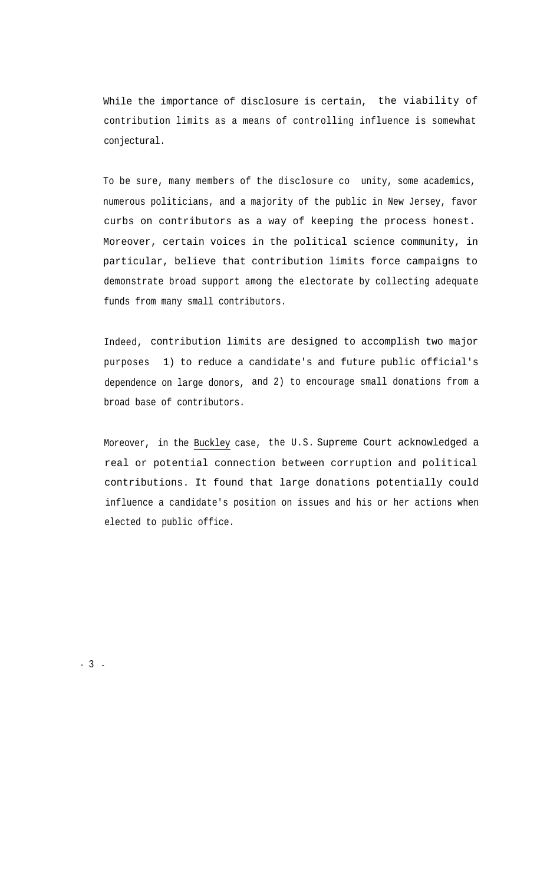While the importance of disclosure is certain, the viability of contribution limits as a means of controlling influence is somewhat conjectural.

To be sure, many members of the disclosure co unity, some academics, numerous politicians, and a majority of the public in New Jersey, favor curbs on contributors as a way of keeping the process honest. Moreover, certain voices in the political science community, in particular, believe that contribution limits force campaigns to demonstrate broad support among the electorate by collecting adequate funds from many small contributors.

Indeed, contribution limits are designed to accomplish two major purposes 1) to reduce a candidate's and future public official's dependence on large donors, and 2) to encourage small donations from a broad base of contributors.

Moreover, in the Buckley case, the U.S. Supreme Court acknowledged a real or potential connection between corruption and political contributions. It found that large donations potentially could influence a candidate's position on issues and his or her actions when elected to public office.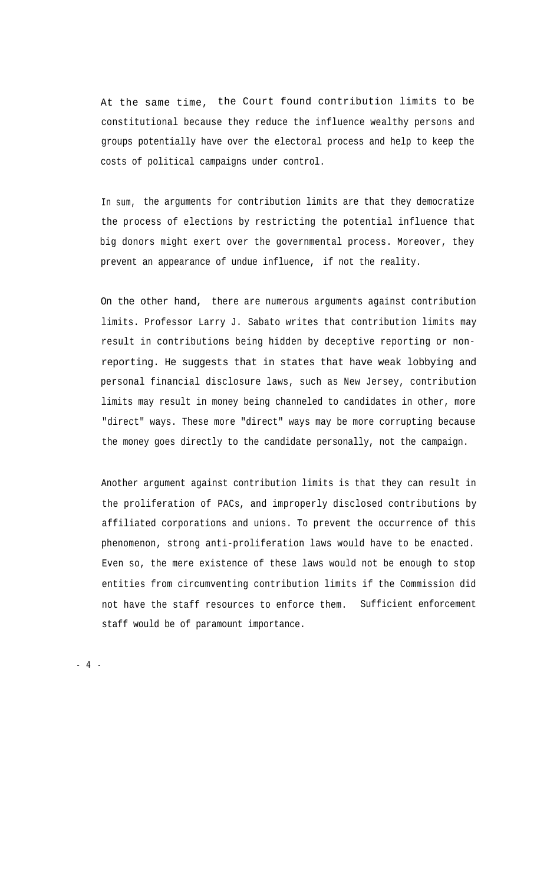At the same time, the Court found contribution limits to be constitutional because they reduce the influence wealthy persons and groups potentially have over the electoral process and help to keep the costs of political campaigns under control.

In sum, the arguments for contribution limits are that they democratize the process of elections by restricting the potential influence that big donors might exert over the governmental process. Moreover, they prevent an appearance of undue influence, if not the reality.

On the other hand, there are numerous arguments against contribution limits. Professor Larry J. Sabato writes that contribution limits may result in contributions being hidden by deceptive reporting or non-reporting. He suggests that in states that have weak lobbying and personal financial disclosure laws, such as New Jersey, contribution limits may result in money being channeled to candidates in other, more "direct" ways. These more "direct" ways may be more corrupting because the money goes directly to the candidate personally, not the campaign.

Another argument against contribution limits is that they can result in the proliferation of PACs, and improperly disclosed contributions by affiliated corporations and unions. To prevent the occurrence of this phenomenon, strong anti-proliferation laws would have to be enacted. Even so, the mere existence of these laws would not be enough to stop entities from circumventing contribution limits if the Commission did not have the staff resources to enforce them. Sufficient enforcement staff would be of paramount importance.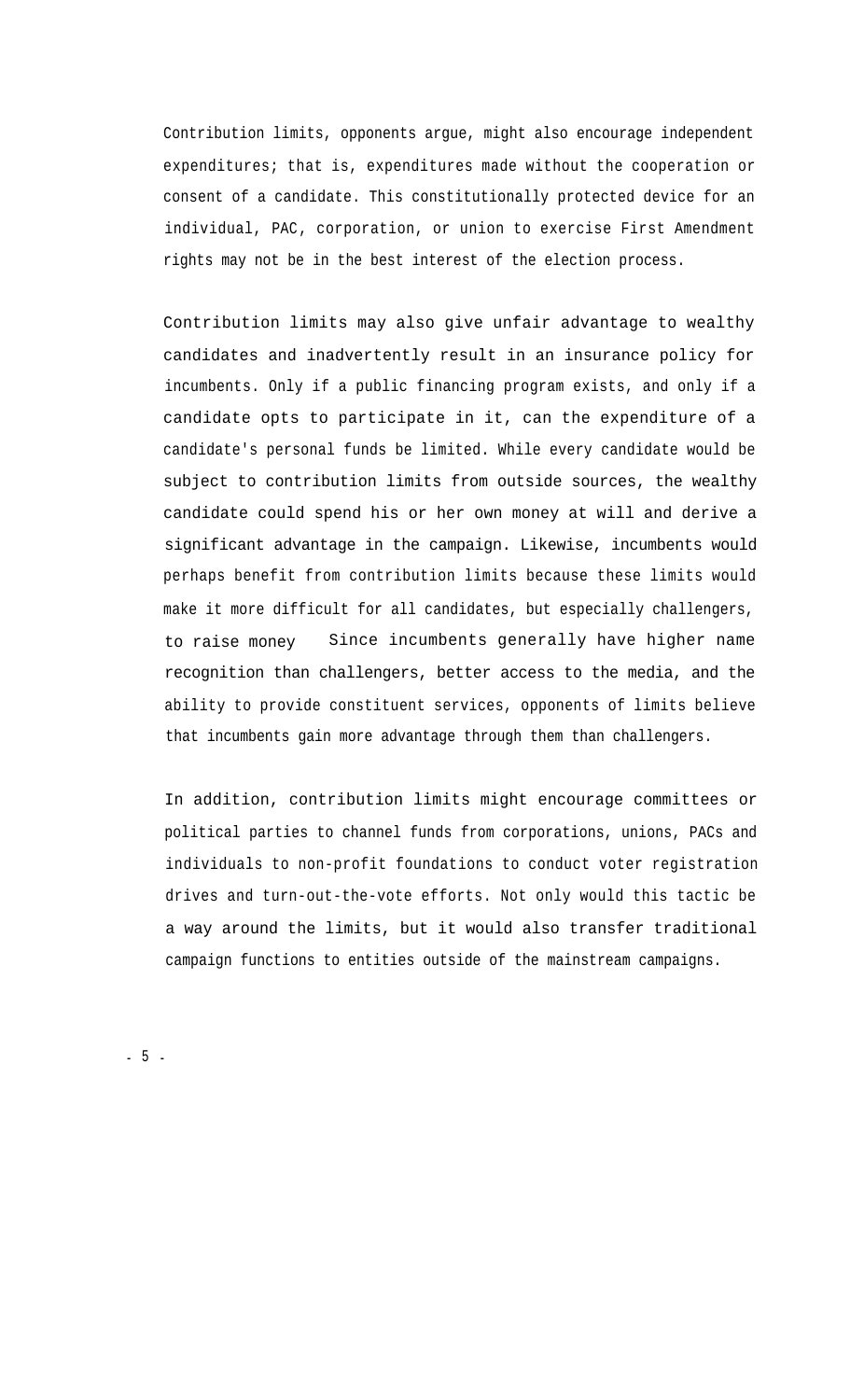Contribution limits, opponents argue, might also encourage independent expenditures; that is, expenditures made without the cooperation or consent of a candidate. This constitutionally protected device for an individual, PAC, corporation, or union to exercise First Amendment rights may not be in the best interest of the election process.

Contribution limits may also give unfair advantage to wealthy candidates and inadvertently result in an insurance policy for incumbents. Only if a public financing program exists, and only if a candidate opts to participate in it, can the expenditure of a candidate's personal funds be limited. While every candidate would be subject to contribution limits from outside sources, the wealthy candidate could spend his or her own money at will and derive a significant advantage in the campaign. Likewise, incumbents would perhaps benefit from contribution limits because these limits would make it more difficult for all candidates, but especially challengers, to raise money Since incumbents generally have higher name recognition than challengers, better access to the media, and the ability to provide constituent services, opponents of limits believe that incumbents gain more advantage through them than challengers.

In addition, contribution limits might encourage committees or political parties to channel funds from corporations, unions, PACs and individuals to non-profit foundations to conduct voter registration drives and turn-out-the-vote efforts. Not only would this tactic be a way around the limits, but it would also transfer traditional campaign functions to entities outside of the mainstream campaigns.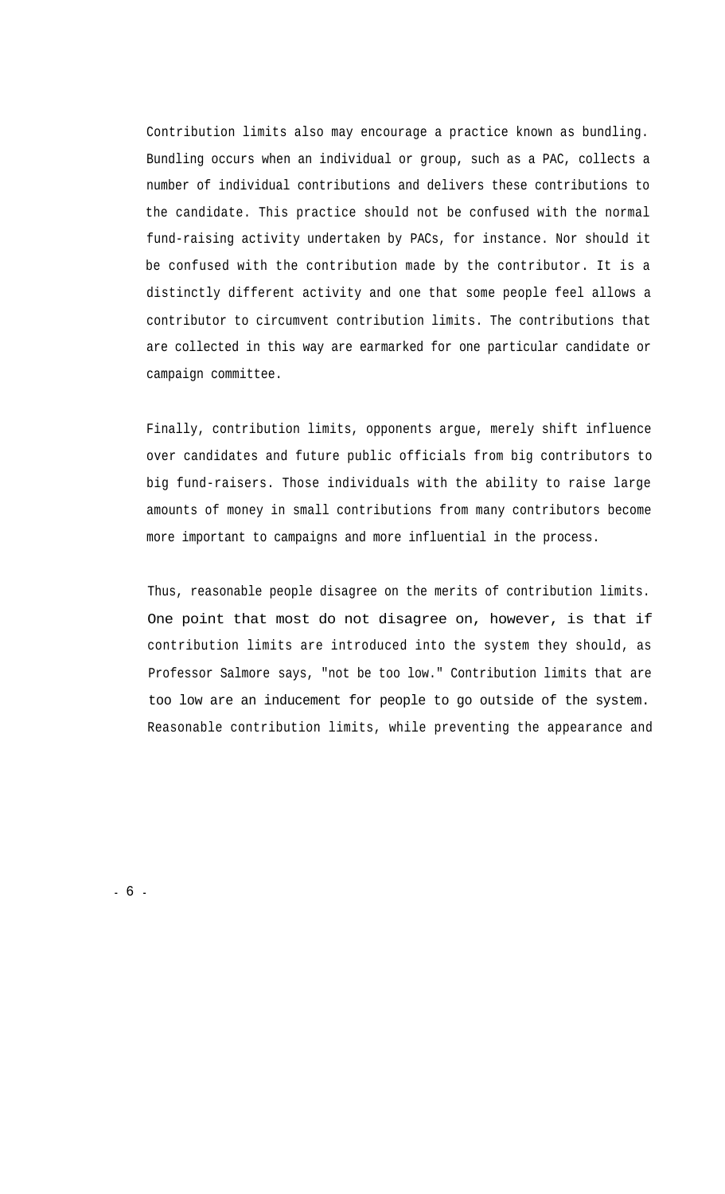Contribution limits also may encourage a practice known as bundling. Bundling occurs when an individual or group, such as a PAC, collects a number of individual contributions and delivers these contributions to the candidate. This practice should not be confused with the normal fund-raising activity undertaken by PACs, for instance. Nor should it be confused with the contribution made by the contributor. It is a distinctly different activity and one that some people feel allows a contributor to circumvent contribution limits. The contributions that are collected in this way are earmarked for one particular candidate or campaign committee.

Finally, contribution limits, opponents argue, merely shift influence over candidates and future public officials from big contributors to big fund-raisers. Those individuals with the ability to raise large amounts of money in small contributions from many contributors become more important to campaigns and more influential in the process.

Thus, reasonable people disagree on the merits of contribution limits. One point that most do not disagree on, however, is that if contribution limits are introduced into the system they should, as Professor Salmore says, "not be too low." Contribution limits that are too low are an inducement for people to go outside of the system. Reasonable contribution limits, while preventing the appearance and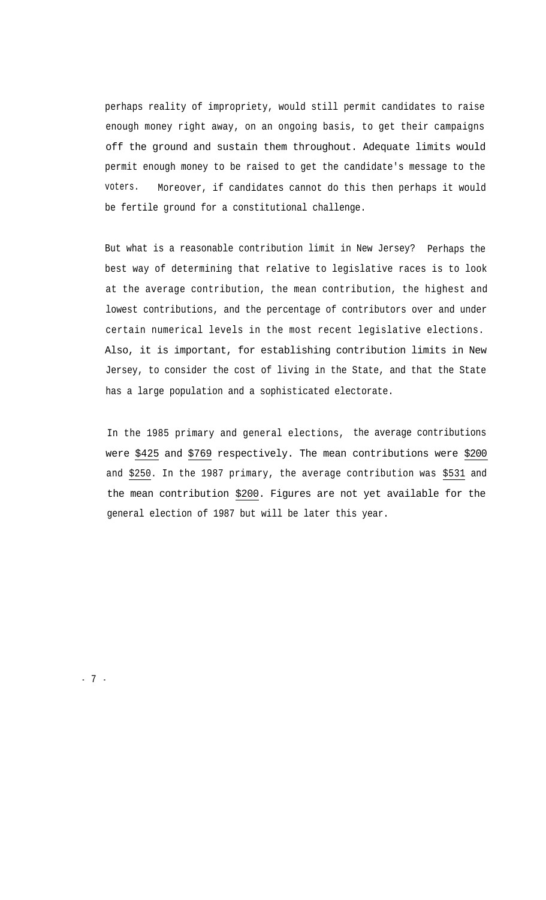perhaps reality of impropriety, would still permit candidates to raise enough money right away, on an ongoing basis, to get their campaigns off the ground and sustain them throughout. Adequate limits would permit enough money to be raised to get the candidate's message to the voters. Moreover, if candidates cannot do this then perhaps it would be fertile ground for a constitutional challenge.

But what is a reasonable contribution limit in New Jersey? Perhaps the best way of determining that relative to legislative races is to look at the average contribution, the mean contribution, the highest and lowest contributions, and the percentage of contributors over and under certain numerical levels in the most recent legislative elections. Also, it is important, for establishing contribution limits in New Jersey, to consider the cost of living in the State, and that the State has a large population and a sophisticated electorate.

In the 1985 primary and general elections, the average contributions were <u>$425</u> and <u>$769</u> respectively. The mean contributions were <u>$200</u> and <u>$250</u>. In the 1987 primary, the average contribution was <u>$531</u> and the mean contribution <u>$200</u>. Figures are not yet available for the general election of 1987 but will be later this year.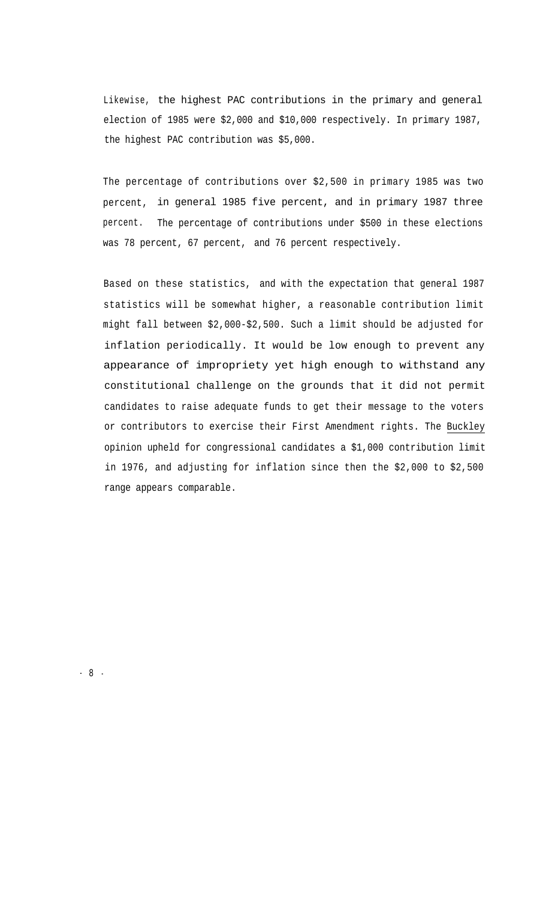Likewise, the highest PAC contributions in the primary and general election of 1985 were $2,000 and $10,000 respectively. In primary 1987, the highest PAC contribution was $5,000.

The percentage of contributions over $2,500 in primary 1985 was two percent, in general 1985 five percent, and in primary 1987 three percent. The percentage of contributions under $500 in these elections was 78 percent, 67 percent, and 76 percent respectively.

Based on these statistics, and with the expectation that general 1987 statistics will be somewhat higher, a reasonable contribution limit might fall between $2,000-$2,500. Such a limit should be adjusted for inflation periodically. It would be low enough to prevent any appearance of impropriety yet high enough to withstand any constitutional challenge on the grounds that it did not permit candidates to raise adequate funds to get their message to the voters or contributors to exercise their First Amendment rights. The Buckley opinion upheld for congressional candidates a $1,000 contribution limit in 1976, and adjusting for inflation since then the $2,000 to $2,500 range appears comparable.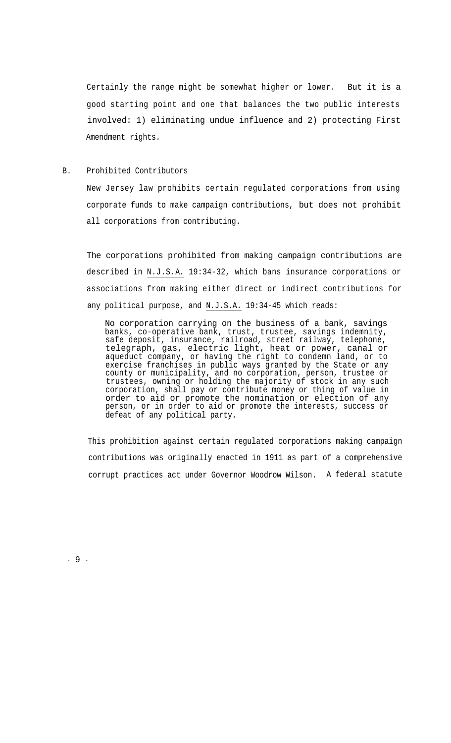Certainly the range might be somewhat higher or lower. But it is a good starting point and one that balances the two public interests involved: 1) eliminating undue influence and 2) protecting First Amendment rights.

B. Prohibited Contributors

New Jersey law prohibits certain regulated corporations from using corporate funds to make campaign contributions, but does not prohibit all corporations from contributing.

The corporations prohibited from making campaign contributions are described in N.J.S.A. 19:34-32, which bans insurance corporations or associations from making either direct or indirect contributions for any political purpose, and N.J.S.A. 19:34-45 which reads:

> No corporation carrying on the business of a bank, savings banks, co-operative bank, trust, trustee, savings indemnity, safe deposit, insurance, railroad, street railway, telephone, telegraph, gas, electric light, heat or power, canal or aqueduct company, or having the right to condemn land, or to exercise franchises in public ways granted by the State or any county or municipality, and no corporation, person, trustee or trustees, owning or holding the majority of stock in any such corporation, shall pay or contribute money or thing of value in order to aid or promote the nomination or election of any person, or in order to aid or promote the interests, success or defeat of any political party.

This prohibition against certain regulated corporations making campaign contributions was originally enacted in 1911 as part of a comprehensive corrupt practices act under Governor Woodrow Wilson. A federal statute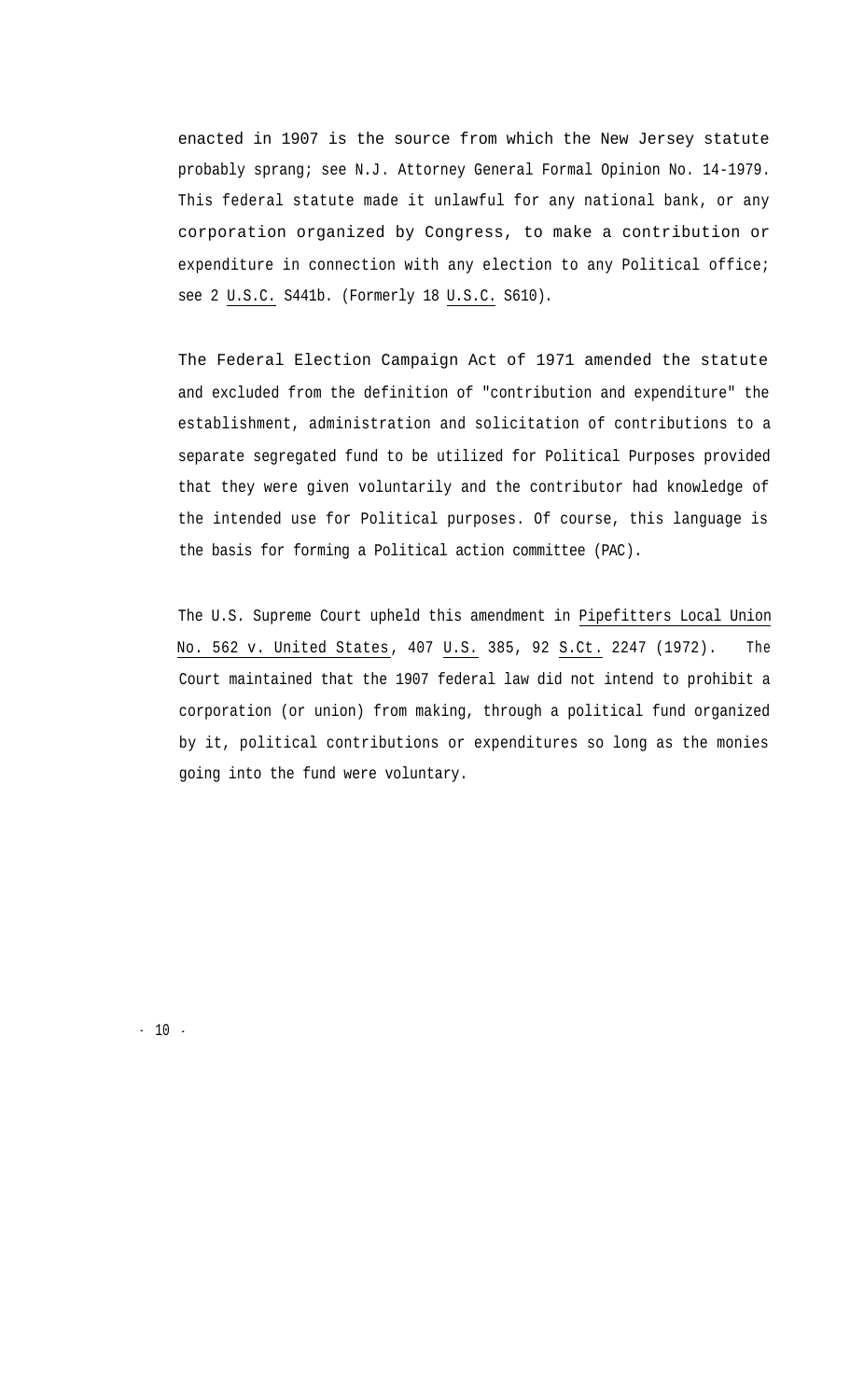enacted in 1907 is the source from which the New Jersey statute probably sprang; see N.J. Attorney General Formal Opinion No. 14-1979. This federal statute made it unlawful for any national bank, or any corporation organized by Congress, to make a contribution or expenditure in connection with any election to any Political office; see 2 U.S.C. S441b. (Formerly 18 U.S.C. S610).

The Federal Election Campaign Act of 1971 amended the statute and excluded from the definition of "contribution and expenditure" the establishment, administration and solicitation of contributions to a separate segregated fund to be utilized for Political Purposes provided that they were given voluntarily and the contributor had knowledge of the intended use for Political purposes. Of course, this language is the basis for forming a Political action committee (PAC).

The U.S. Supreme Court upheld this amendment in Pipefitters Local Union No. 562 v. United States, 407 U.S. 385, 92 S.Ct. 2247 (1972). The Court maintained that the 1907 federal law did not intend to prohibit a corporation (or union) from making, through a political fund organized by it, political contributions or expenditures so long as the monies going into the fund were voluntary.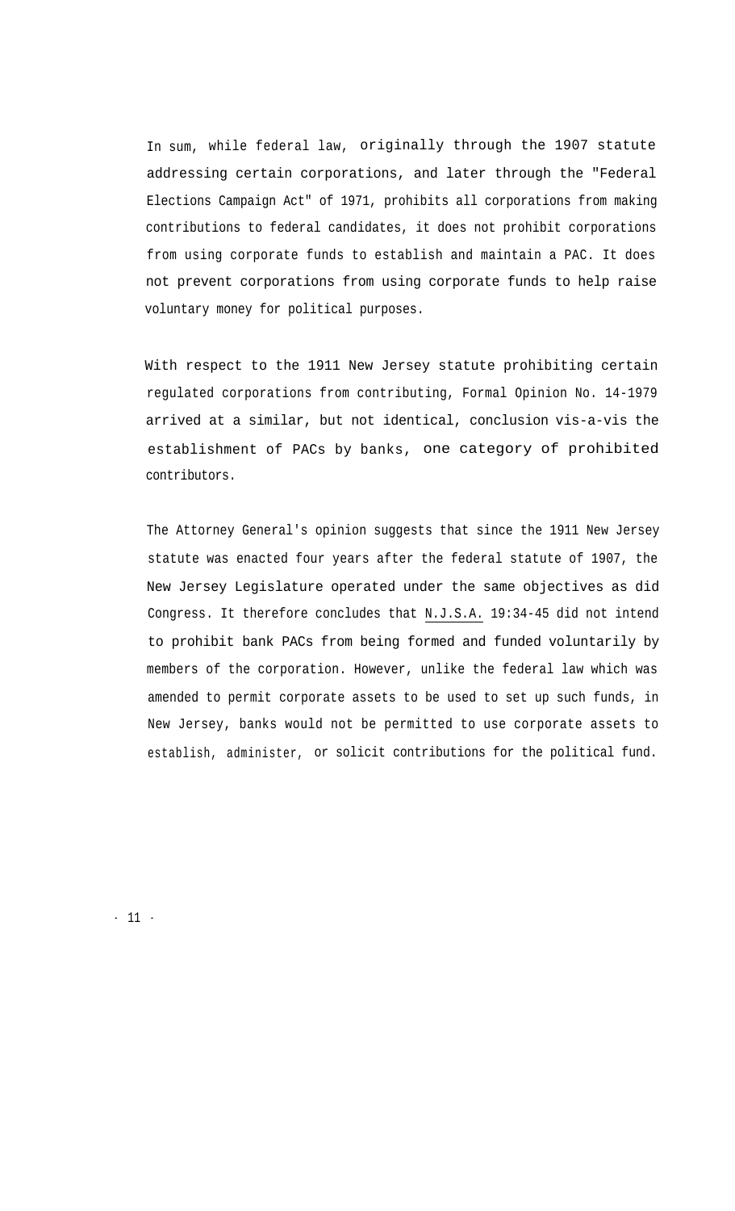In sum, while federal law, originally through the 1907 statute addressing certain corporations, and later through the "Federal Elections Campaign Act" of 1971, prohibits all corporations from making contributions to federal candidates, it does not prohibit corporations from using corporate funds to establish and maintain a PAC. It does not prevent corporations from using corporate funds to help raise voluntary money for political purposes.

With respect to the 1911 New Jersey statute prohibiting certain regulated corporations from contributing, Formal Opinion No. 14-1979 arrived at a similar, but not identical, conclusion vis-a-vis the establishment of PACs by banks, one category of prohibited contributors.

The Attorney General's opinion suggests that since the 1911 New Jersey statute was enacted four years after the federal statute of 1907, the New Jersey Legislature operated under the same objectives as did Congress. It therefore concludes that N.J.S.A. 19:34-45 did not intend to prohibit bank PACs from being formed and funded voluntarily by members of the corporation. However, unlike the federal law which was amended to permit corporate assets to be used to set up such funds, in New Jersey, banks would not be permitted to use corporate assets to establish, administer, or solicit contributions for the political fund.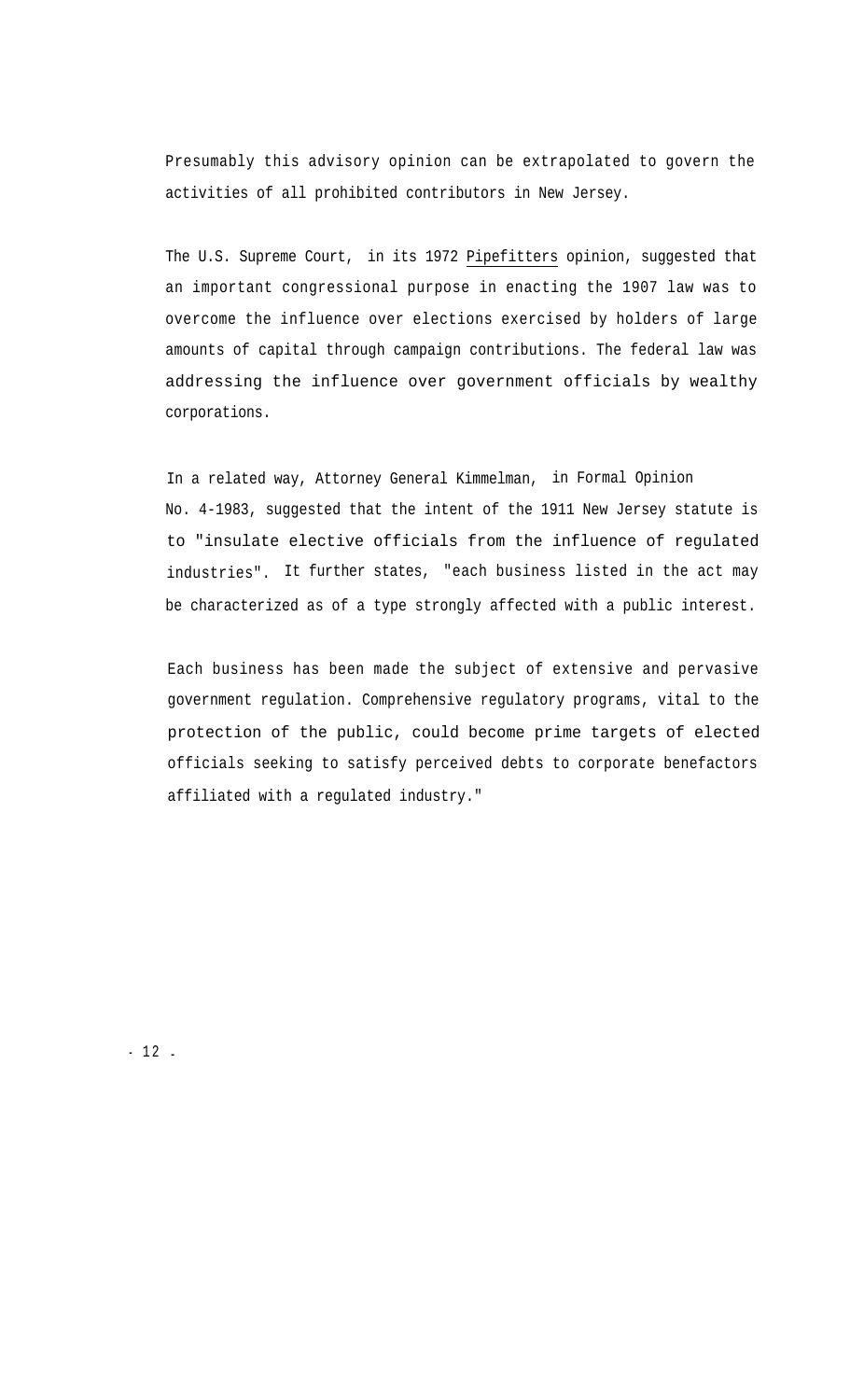Presumably this advisory opinion can be extrapolated to govern the activities of all prohibited contributors in New Jersey.

The U.S. Supreme Court, in its 1972 Pipefitters opinion, suggested that an important congressional purpose in enacting the 1907 law was to overcome the influence over elections exercised by holders of large amounts of capital through campaign contributions. The federal law was addressing the influence over government officials by wealthy corporations.

In a related way, Attorney General Kimmelman, in Formal Opinion No. 4-1983, suggested that the intent of the 1911 New Jersey statute is to "insulate elective officials from the influence of regulated industries". It further states, "each business listed in the act may be characterized as of a type strongly affected with a public interest.

Each business has been made the subject of extensive and pervasive government regulation. Comprehensive regulatory programs, vital to the protection of the public, could become prime targets of elected officials seeking to satisfy perceived debts to corporate benefactors affiliated with a regulated industry."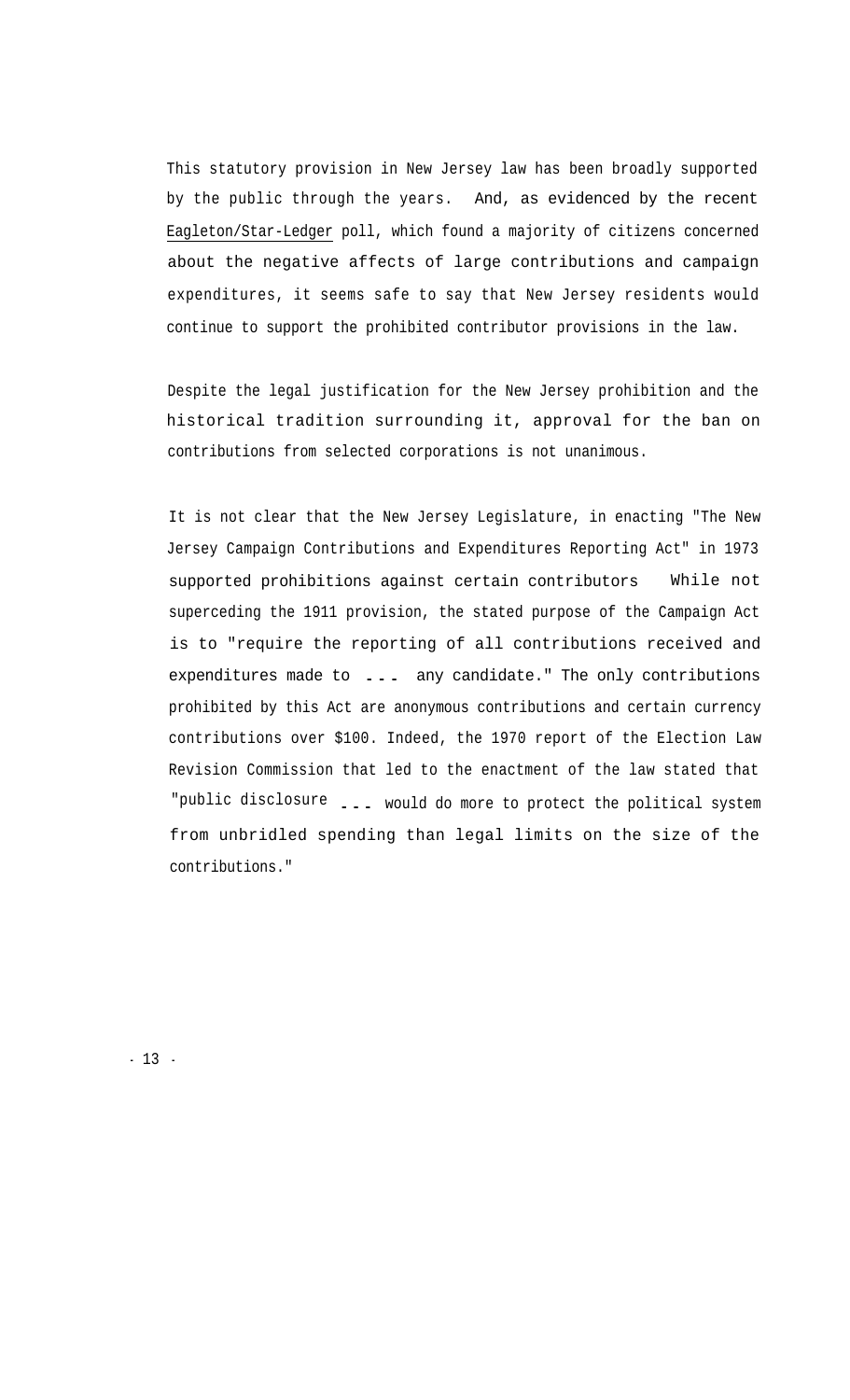This statutory provision in New Jersey law has been broadly supported by the public through the years. And, as evidenced by the recent Eagleton/Star-Ledger poll, which found a majority of citizens concerned about the negative affects of large contributions and campaign expenditures, it seems safe to say that New Jersey residents would continue to support the prohibited contributor provisions in the law.

Despite the legal justification for the New Jersey prohibition and the historical tradition surrounding it, approval for the ban on contributions from selected corporations is not unanimous.

It is not clear that the New Jersey Legislature, in enacting "The New Jersey Campaign Contributions and Expenditures Reporting Act" in 1973 supported prohibitions against certain contributors While not superceding the 1911 provision, the stated purpose of the Campaign Act is to "require the reporting of all contributions received and expenditures made to ... any candidate." The only contributions prohibited by this Act are anonymous contributions and certain currency contributions over $100. Indeed, the 1970 report of the Election Law Revision Commission that led to the enactment of the law stated that "public disclosure ... would do more to protect the political system from unbridled spending than legal limits on the size of the contributions."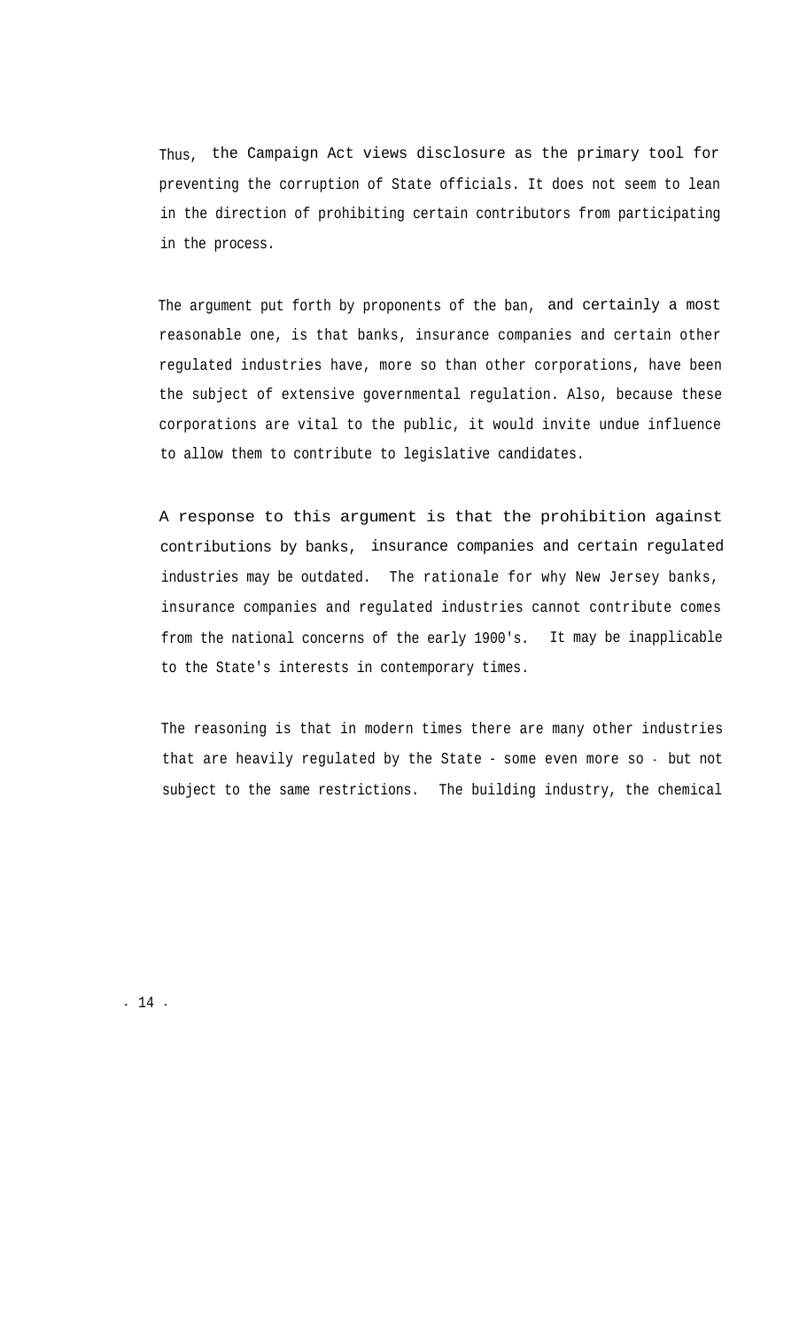Thus, the Campaign Act views disclosure as the primary tool for preventing the corruption of State officials. It does not seem to lean in the direction of prohibiting certain contributors from participating in the process.

The argument put forth by proponents of the ban, and certainly a most reasonable one, is that banks, insurance companies and certain other regulated industries have, more so than other corporations, have been the subject of extensive governmental regulation. Also, because these corporations are vital to the public, it would invite undue influence to allow them to contribute to legislative candidates.

A response to this argument is that the prohibition against contributions by banks, insurance companies and certain regulated industries may be outdated. The rationale for why New Jersey banks, insurance companies and regulated industries cannot contribute comes from the national concerns of the early 1900's. It may be inapplicable to the State's interests in contemporary times.

The reasoning is that in modern times there are many other industries that are heavily regulated by the State - some even more so - but not subject to the same restrictions. The building industry, the chemical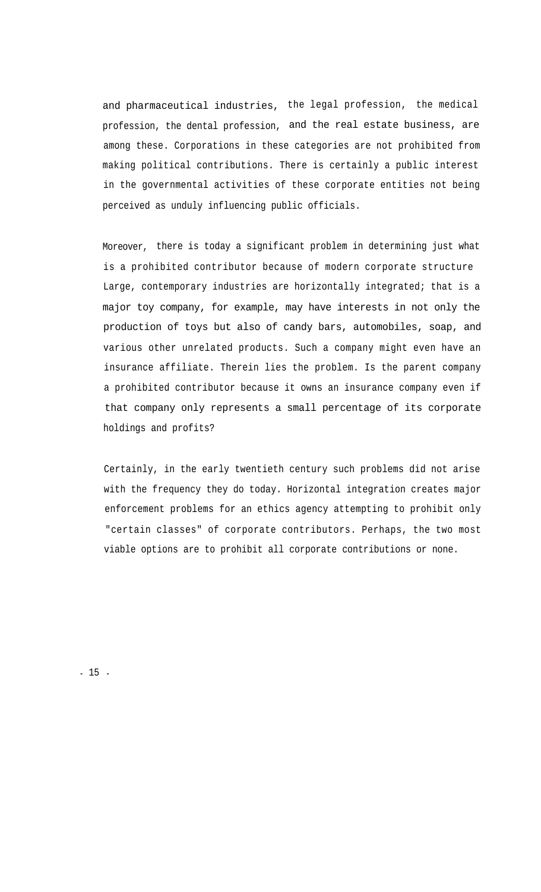and pharmaceutical industries, the legal profession, the medical profession, the dental profession, and the real estate business, are among these. Corporations in these categories are not prohibited from making political contributions. There is certainly a public interest in the governmental activities of these corporate entities not being perceived as unduly influencing public officials.

Moreover, there is today a significant problem in determining just what is a prohibited contributor because of modern corporate structure Large, contemporary industries are horizontally integrated; that is a major toy company, for example, may have interests in not only the production of toys but also of candy bars, automobiles, soap, and various other unrelated products. Such a company might even have an insurance affiliate. Therein lies the problem. Is the parent company a prohibited contributor because it owns an insurance company even if that company only represents a small percentage of its corporate holdings and profits?

Certainly, in the early twentieth century such problems did not arise with the frequency they do today. Horizontal integration creates major enforcement problems for an ethics agency attempting to prohibit only "certain classes" of corporate contributors. Perhaps, the two most viable options are to prohibit all corporate contributions or none.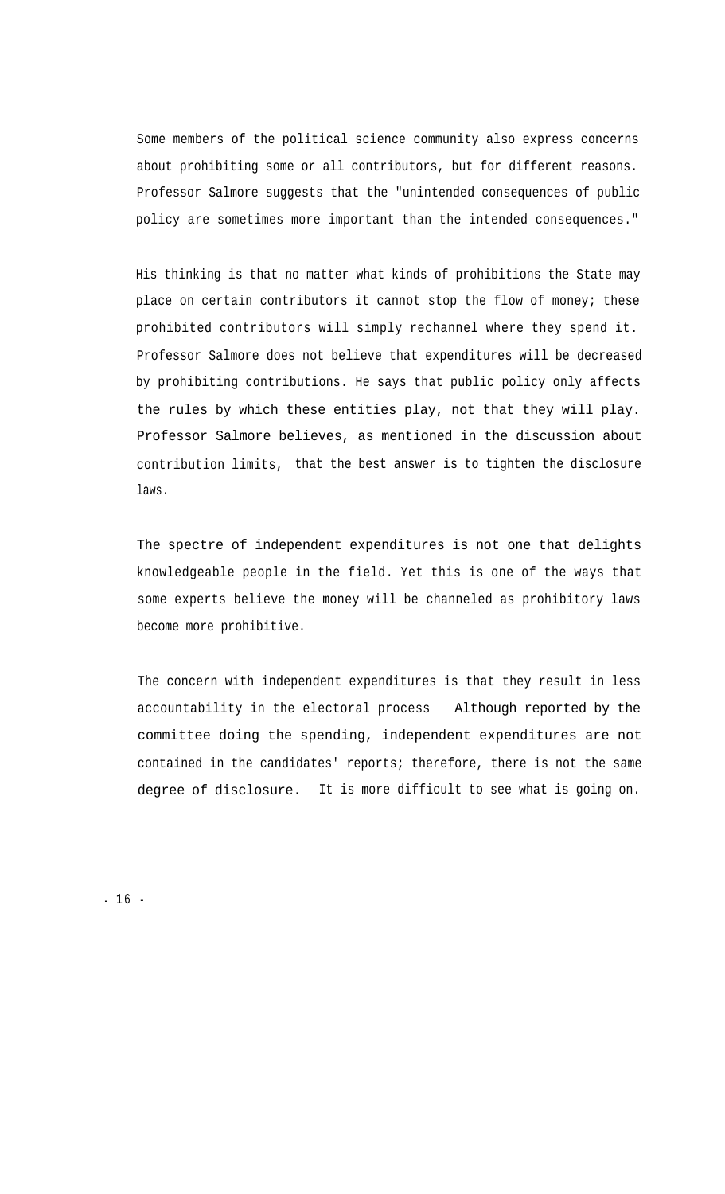Some members of the political science community also express concerns about prohibiting some or all contributors, but for different reasons. Professor Salmore suggests that the "unintended consequences of public policy are sometimes more important than the intended consequences."

His thinking is that no matter what kinds of prohibitions the State may place on certain contributors it cannot stop the flow of money; these prohibited contributors will simply rechannel where they spend it. Professor Salmore does not believe that expenditures will be decreased by prohibiting contributions. He says that public policy only affects the rules by which these entities play, not that they will play. Professor Salmore believes, as mentioned in the discussion about contribution limits, that the best answer is to tighten the disclosure laws.

The spectre of independent expenditures is not one that delights knowledgeable people in the field. Yet this is one of the ways that some experts believe the money will be channeled as prohibitory laws become more prohibitive.

The concern with independent expenditures is that they result in less accountability in the electoral process Although reported by the committee doing the spending, independent expenditures are not contained in the candidates' reports; therefore, there is not the same degree of disclosure. It is more difficult to see what is going on.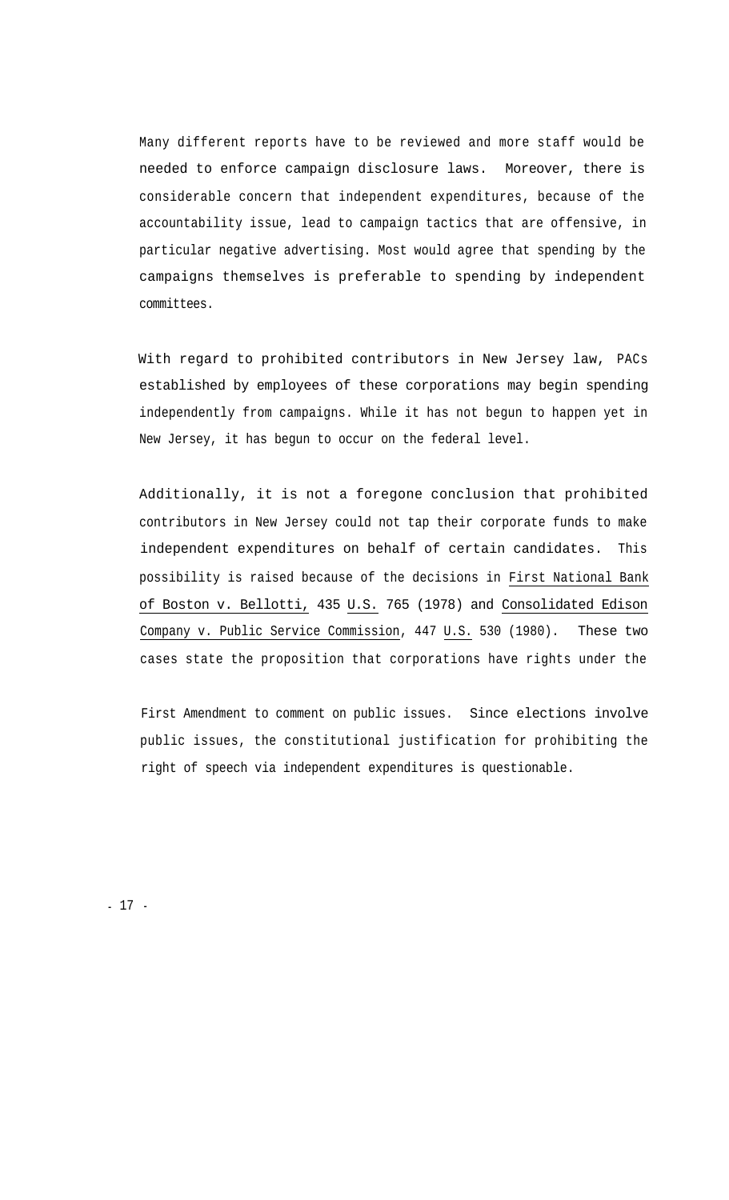Many different reports have to be reviewed and more staff would be needed to enforce campaign disclosure laws. Moreover, there is considerable concern that independent expenditures, because of the accountability issue, lead to campaign tactics that are offensive, in particular negative advertising. Most would agree that spending by the campaigns themselves is preferable to spending by independent committees.

With regard to prohibited contributors in New Jersey law, PACs established by employees of these corporations may begin spending independently from campaigns. While it has not begun to happen yet in New Jersey, it has begun to occur on the federal level.

Additionally, it is not a foregone conclusion that prohibited contributors in New Jersey could not tap their corporate funds to make independent expenditures on behalf of certain candidates. This possibility is raised because of the decisions in First National Bank of Boston v. Bellotti, 435 U.S. 765 (1978) and Consolidated Edison Company v. Public Service Commission, 447 U.S. 530 (1980). These two cases state the proposition that corporations have rights under the First Amendment to comment on public issues. Since elections involve public issues, the constitutional justification for prohibiting the right of speech via independent expenditures is questionable.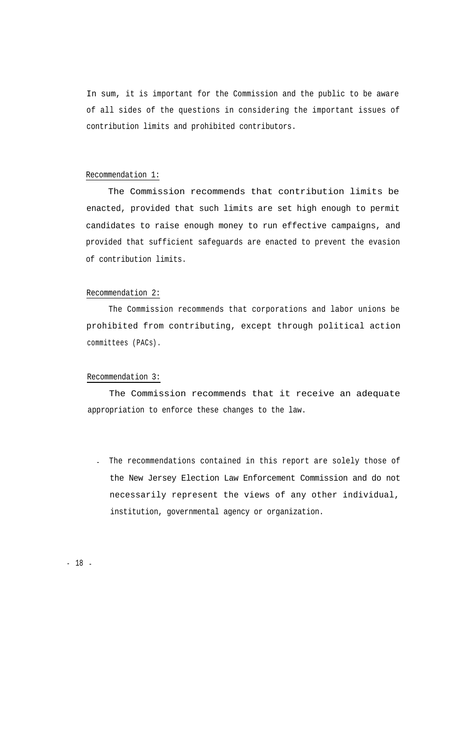In sum, it is important for the Commission and the public to be aware of all sides of the questions in considering the important issues of contribution limits and prohibited contributors.

Recommendation 1:

The Commission recommends that contribution limits be enacted, provided that such limits are set high enough to permit candidates to raise enough money to run effective campaigns, and provided that sufficient safeguards are enacted to prevent the evasion of contribution limits.

Recommendation 2:

The Commission recommends that corporations and labor unions be prohibited from contributing, except through political action committees (PACs).

Recommendation 3:

The Commission recommends that it receive an adequate appropriation to enforce these changes to the law.

- The recommendations contained in this report are solely those of the New Jersey Election Law Enforcement Commission and do not necessarily represent the views of any other individual, institution, governmental agency or organization.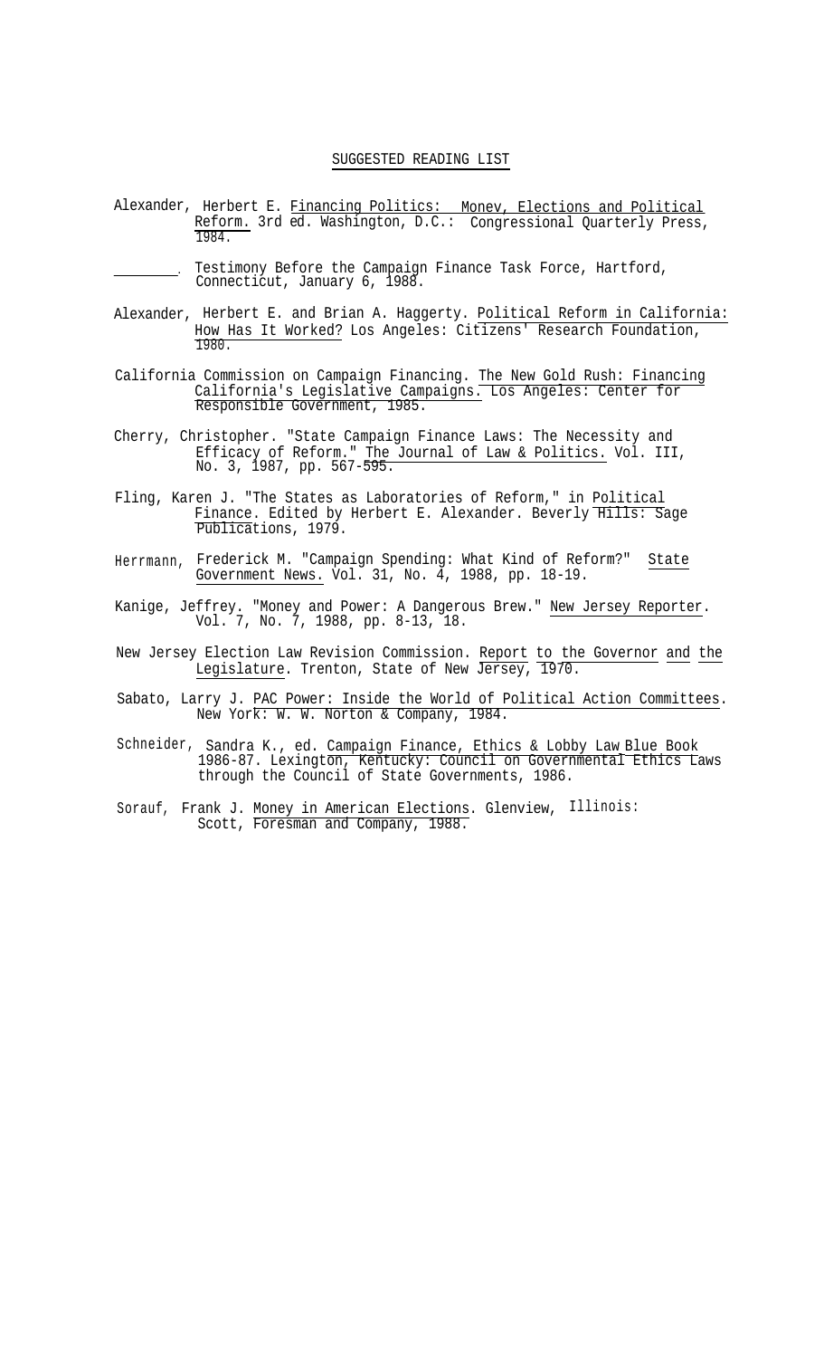# SUGGESTED READING LIST

Alexander, Herbert E. Financing Politics: Monev, Elections and Political Reform. 3rd ed. Washington, D.C.: Congressional Quarterly Press, 1984.

________. Testimony Before the Campaign Finance Task Force, Hartford, Connecticut, January 6, 1988.

Alexander, Herbert E. and Brian A. Haggerty. Political Reform in California: How Has It Worked? Los Angeles: Citizens' Research Foundation, 1980.

California Commission on Campaign Financing. The New Gold Rush: Financing California's Legislative Campaigns. Los Angeles: Center for Responsible Government, 1985.

Cherry, Christopher. "State Campaign Finance Laws: The Necessity and Efficacy of Reform." The Journal of Law & Politics. Vol. III, No. 3, 1987, pp. 567-595.

Fling, Karen J. "The States as Laboratories of Reform," in Political Finance. Edited by Herbert E. Alexander. Beverly Hills: Sage Publications, 1979.

Herrmann, Frederick M. "Campaign Spending: What Kind of Reform?" State Government News. Vol. 31, No. 4, 1988, pp. 18-19.

Kanige, Jeffrey. "Money and Power: A Dangerous Brew." New Jersey Reporter. Vol. 7, No. 7, 1988, pp. 8-13, 18.

New Jersey Election Law Revision Commission. Report to the Governor and the Legislature. Trenton, State of New Jersey, 1970.

Sabato, Larry J. PAC Power: Inside the World of Political Action Committees. New York: W. W. Norton & Company, 1984.

Schneider, Sandra K., ed. Campaign Finance, Ethics & Lobby Law Blue Book 1986-87. Lexington, Kentucky: Council on Governmental Ethics Laws through the Council of State Governments, 1986.

Sorauf, Frank J. Money in American Elections. Glenview, Illinois: Scott, Foresman and Company, 1988.